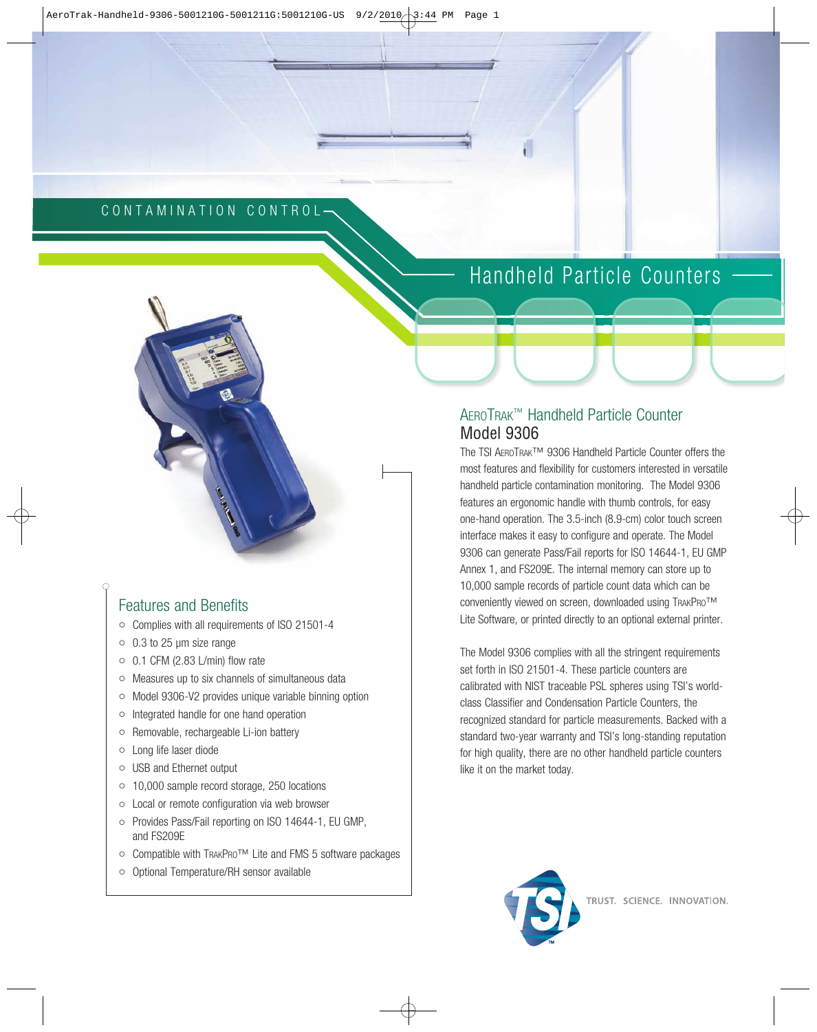CONTAMINATION CONTROL

# Handheld Particle Counters

## AeroTrak™ Handheld Particle Counter
## Model 9306

The TSI AeroTrak™ 9306 Handheld Particle Counter offers the most features and flexibility for customers interested in versatile handheld particle contamination monitoring. The Model 9306 features an ergonomic handle with thumb controls, for easy one-hand operation. The 3.5-inch (8.9-cm) color touch screen interface makes it easy to configure and operate. The Model 9306 can generate Pass/Fail reports for ISO 14644-1, EU GMP Annex 1, and FS209E. The internal memory can store up to 10,000 sample records of particle count data which can be conveniently viewed on screen, downloaded using TrakPro™ Lite Software, or printed directly to an optional external printer.

The Model 9306 complies with all the stringent requirements set forth in ISO 21501-4. These particle counters are calibrated with NIST traceable PSL spheres using TSI's world-class Classifier and Condensation Particle Counters, the recognized standard for particle measurements. Backed with a standard two-year warranty and TSI's long-standing reputation for high quality, there are no other handheld particle counters like it on the market today.

## Features and Benefits

- Complies with all requirements of ISO 21501-4
- 0.3 to 25 µm size range
- 0.1 CFM (2.83 L/min) flow rate
- Measures up to six channels of simultaneous data
- Model 9306-V2 provides unique variable binning option
- Integrated handle for one hand operation
- Removable, rechargeable Li-ion battery
- Long life laser diode
- USB and Ethernet output
- 10,000 sample record storage, 250 locations
- Local or remote configuration via web browser
- Provides Pass/Fail reporting on ISO 14644-1, EU GMP, and FS209E
- Compatible with TrakPro™ Lite and FMS 5 software packages
- Optional Temperature/RH sensor available

TSI™ TRUST. SCIENCE. INNOVATION.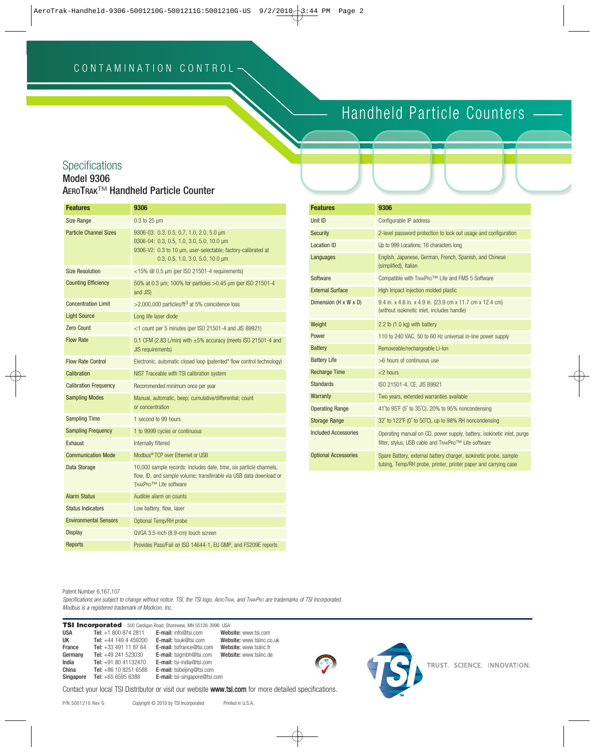CONTAMINATION CONTROL

# Handheld Particle Counters

## Specifications

### Model 9306

### AeroTrak™ Handheld Particle Counter

| Features | 9306 |
|---|---|
| Size Range | 0.3 to 25 µm |
| Particle Channel Sizes | 9306-03: 0.3, 0.5, 0.7, 1.0, 2.0, 5.0 µm<br>9306-04: 0.3, 0.5, 1.0, 3.0, 5.0, 10.0 µm<br>9306-V2: 0.3 to 10 µm, user-selectable; factory-calibrated at 0.3, 0.5, 1.0, 3.0, 5.0, 10.0 µm |
| Size Resolution | <15% @ 0.5 µm (per ISO 21501-4 requirements) |
| Counting Efficiency | 50% at 0.3 µm; 100% for particles >0.45 µm (per ISO 21501-4 and JIS) |
| Concentration Limit | >2,000,000 particles/ft$^3$ at 5% coincidence loss |
| Light Source | Long life laser diode |
| Zero Count | <1 count per 5 minutes (per ISO 21501-4 and JIS B9921) |
| Flow Rate | 0.1 CFM (2.83 L/min) with ±5% accuracy (meets ISO 21501-4 and JIS requirements) |
| Flow Rate Control | Electronic, automatic closed loop (patented* flow control technology) |
| Calibration | NIST Traceable with TSI calibration system |
| Calibration Frequency | Recommended minimum once per year |
| Sampling Modes | Manual, automatic, beep; cumulative/differential; count or concentration |
| Sampling Time | 1 second to 99 hours |
| Sampling Frequency | 1 to 9999 cycles or continuous |
| Exhaust | Internally filtered |
| Communication Mode | Modbus® TCP over Ethernet or USB |
| Data Storage | 10,000 sample records: includes date, time, six particle channels, flow, ID, and sample volume; transferable via USB data download or TrakPro™ Lite software |
| Alarm Status | Audible alarm on counts |
| Status Indicators | Low battery, flow, laser |
| Environmental Sensors | Optional Temp/RH probe |
| Display | QVGA 3.5-inch (8.9-cm) touch screen |
| Reports | Provides Pass/Fail on ISO 14644-1, EU GMP, and FS209E reports |

| Features | 9306 |
|---|---|
| Unit ID | Configurable IP address |
| Security | 2-level password protection to lock out usage and configuration |
| Location ID | Up to 999 Locations; 16 characters long |
| Languages | English, Japanese, German, French, Spanish, and Chinese (simplified), Italian |
| Software | Compatible with TrakPro™ Lite and FMS 5 Software |
| External Surface | High Impact injection molded plastic |
| Dimension (H x W x D) | 9.4 in. x 4.6 in. x 4.9 in. (23.9 cm x 11.7 cm x 12.4 cm) (without isokinetic inlet, includes handle) |
| Weight | 2.2 lb (1.0 kg) with battery |
| Power | 110 to 240 VAC, 50 to 60 Hz universal in-line power supply |
| Battery | Removeable/rechargeable Li-Ion |
| Battery Life | >6 hours of continuous use |
| Recharge Time | <2 hours |
| Standards | ISO 21501-4, CE, JIS B9921 |
| Warranty | Two years, extended warranties available |
| Operating Range | 41˚to 95˚F (5˚ to 35˚C), 20% to 95% noncondensing |
| Storage Range | 32˚ to 122˚F (0˚ to 50˚C), up to 98% RH noncondensing |
| Included Accessories | Operating manual on CD, power supply, battery, isokinetic inlet, purge filter, stylus, USB cable and TrakPro™ Lite software |
| Optional Accessories | Spare Battery, external battery charger, isokinetic probe, sample tubing, Temp/RH probe, printer, printer paper and carrying case |

Patent Number 6,167,107

*Specifications are subject to change without notice. TSI, the TSI logo, AeroTrak, and TrakPro are trademarks of TSI Incorporated. Modbus is a registered trademark of Modicon, Inc.*

**TSI Incorporated** - 500 Cardigan Road, Shoreview, MN 55126-3996 USA

| | | | |
|---|---|---|---|
| USA | **Tel:** +1 800 874 2811 | **E-mail:** info@tsi.com | **Website:** www.tsi.com |
| UK | **Tel:** +44 149 4 459200 | **E-mail:** tsiuk@tsi.com | **Website:** www.tsiinc.co.uk |
| France | **Tel:** +33 491 11 87 64 | **E-mail:** tsifrance@tsi.com | **Website:** www.tsiinc.fr |
| Germany | **Tel:** +49 241 523030 | **E-mail:** tsigmbh@tsi.com | **Website:** www.tsiinc.de |
| India | **Tel:** +91 80 41132470 | **E-mail:** tsi-india@tsi.com | |
| China | **Tel:** +86 10 8251 6588 | **E-mail:** tsibeijing@tsi.com | |
| Singapore | **Tel:** +65 6595 6388 | **E-mail:** tsi-singapore@tsi.com | |

TRUST. SCIENCE. INNOVATION.

Contact your local TSI Distributor or visit our website **www.tsi.com** for more detailed specifications.

P/N 5001210 Rev G Copyright © 2010 by TSI Incorporated Printed in U.S.A.